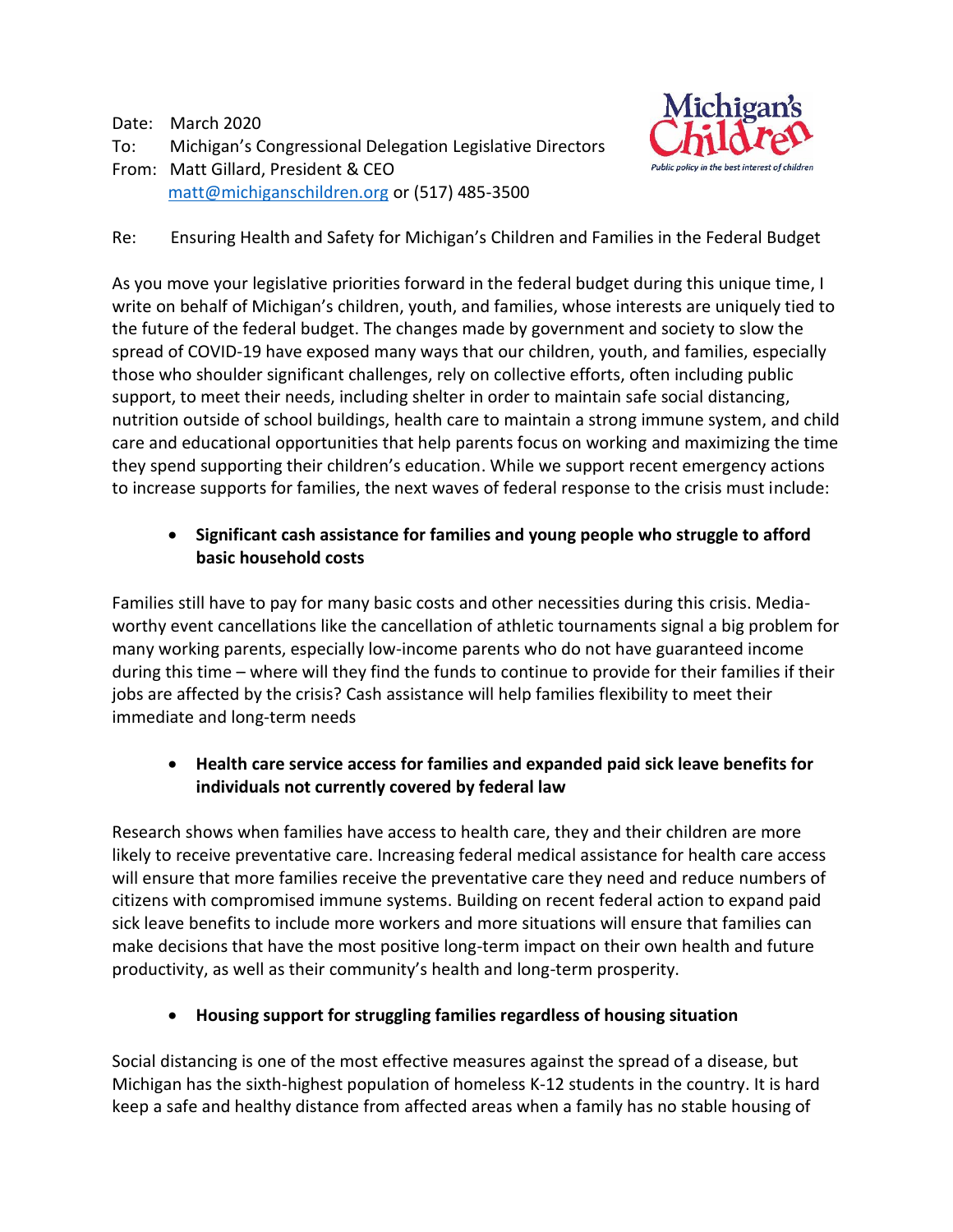Michigan's Children

*Public policy in the best interest of children*

Date: March 2020
To: Michigan's Congressional Delegation Legislative Directors
From: Matt Gillard, President & CEO
matt@michiganschildren.org or (517) 485-3500

Re: Ensuring Health and Safety for Michigan's Children and Families in the Federal Budget

As you move your legislative priorities forward in the federal budget during this unique time, I write on behalf of Michigan's children, youth, and families, whose interests are uniquely tied to the future of the federal budget. The changes made by government and society to slow the spread of COVID-19 have exposed many ways that our children, youth, and families, especially those who shoulder significant challenges, rely on collective efforts, often including public support, to meet their needs, including shelter in order to maintain safe social distancing, nutrition outside of school buildings, health care to maintain a strong immune system, and child care and educational opportunities that help parents focus on working and maximizing the time they spend supporting their children's education. While we support recent emergency actions to increase supports for families, the next waves of federal response to the crisis must include:

- **Significant cash assistance for families and young people who struggle to afford basic household costs**

Families still have to pay for many basic costs and other necessities during this crisis. Media-worthy event cancellations like the cancellation of athletic tournaments signal a big problem for many working parents, especially low-income parents who do not have guaranteed income during this time – where will they find the funds to continue to provide for their families if their jobs are affected by the crisis? Cash assistance will help families flexibility to meet their immediate and long-term needs

- **Health care service access for families and expanded paid sick leave benefits for individuals not currently covered by federal law**

Research shows when families have access to health care, they and their children are more likely to receive preventative care. Increasing federal medical assistance for health care access will ensure that more families receive the preventative care they need and reduce numbers of citizens with compromised immune systems. Building on recent federal action to expand paid sick leave benefits to include more workers and more situations will ensure that families can make decisions that have the most positive long-term impact on their own health and future productivity, as well as their community's health and long-term prosperity.

- **Housing support for struggling families regardless of housing situation**

Social distancing is one of the most effective measures against the spread of a disease, but Michigan has the sixth-highest population of homeless K-12 students in the country. It is hard keep a safe and healthy distance from affected areas when a family has no stable housing of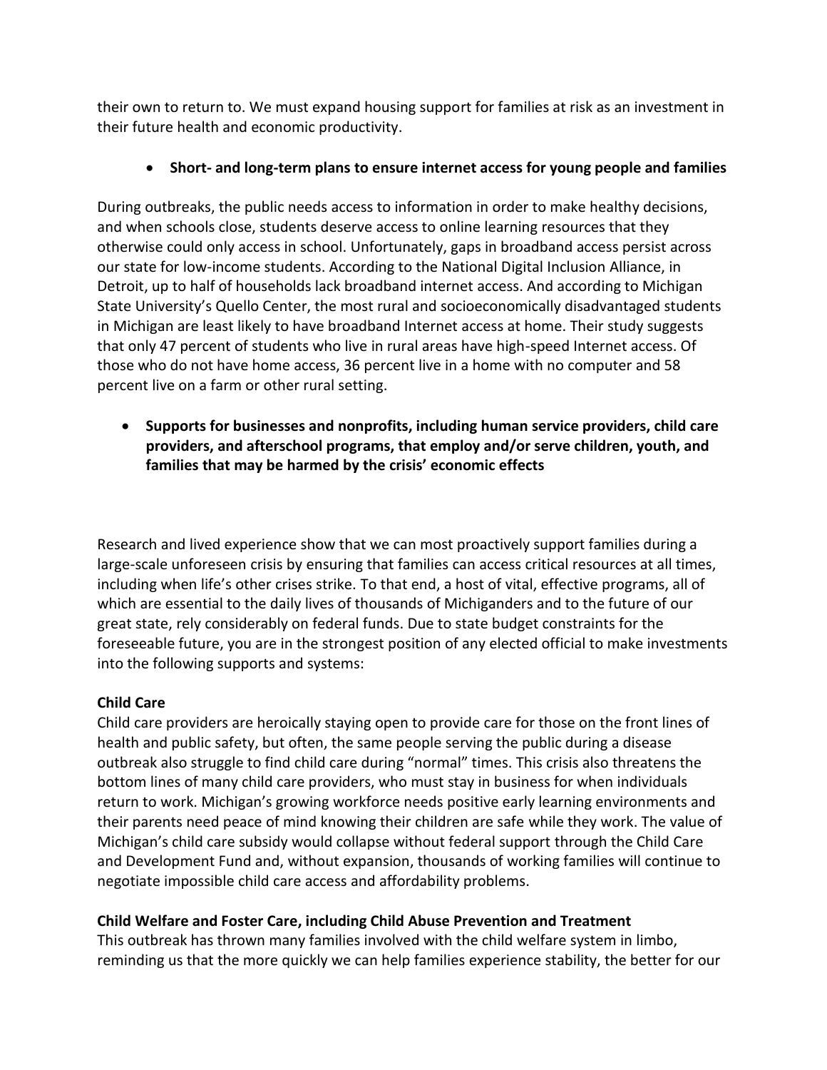their own to return to. We must expand housing support for families at risk as an investment in their future health and economic productivity.

- **Short- and long-term plans to ensure internet access for young people and families**

During outbreaks, the public needs access to information in order to make healthy decisions, and when schools close, students deserve access to online learning resources that they otherwise could only access in school. Unfortunately, gaps in broadband access persist across our state for low-income students. According to the National Digital Inclusion Alliance, in Detroit, up to half of households lack broadband internet access. And according to Michigan State University's Quello Center, the most rural and socioeconomically disadvantaged students in Michigan are least likely to have broadband Internet access at home. Their study suggests that only 47 percent of students who live in rural areas have high-speed Internet access. Of those who do not have home access, 36 percent live in a home with no computer and 58 percent live on a farm or other rural setting.

- **Supports for businesses and nonprofits, including human service providers, child care providers, and afterschool programs, that employ and/or serve children, youth, and families that may be harmed by the crisis' economic effects**

Research and lived experience show that we can most proactively support families during a large-scale unforeseen crisis by ensuring that families can access critical resources at all times, including when life's other crises strike. To that end, a host of vital, effective programs, all of which are essential to the daily lives of thousands of Michiganders and to the future of our great state, rely considerably on federal funds. Due to state budget constraints for the foreseeable future, you are in the strongest position of any elected official to make investments into the following supports and systems:

**Child Care**

Child care providers are heroically staying open to provide care for those on the front lines of health and public safety, but often, the same people serving the public during a disease outbreak also struggle to find child care during "normal" times. This crisis also threatens the bottom lines of many child care providers, who must stay in business for when individuals return to work. Michigan's growing workforce needs positive early learning environments and their parents need peace of mind knowing their children are safe while they work. The value of Michigan's child care subsidy would collapse without federal support through the Child Care and Development Fund and, without expansion, thousands of working families will continue to negotiate impossible child care access and affordability problems.

**Child Welfare and Foster Care, including Child Abuse Prevention and Treatment**

This outbreak has thrown many families involved with the child welfare system in limbo, reminding us that the more quickly we can help families experience stability, the better for our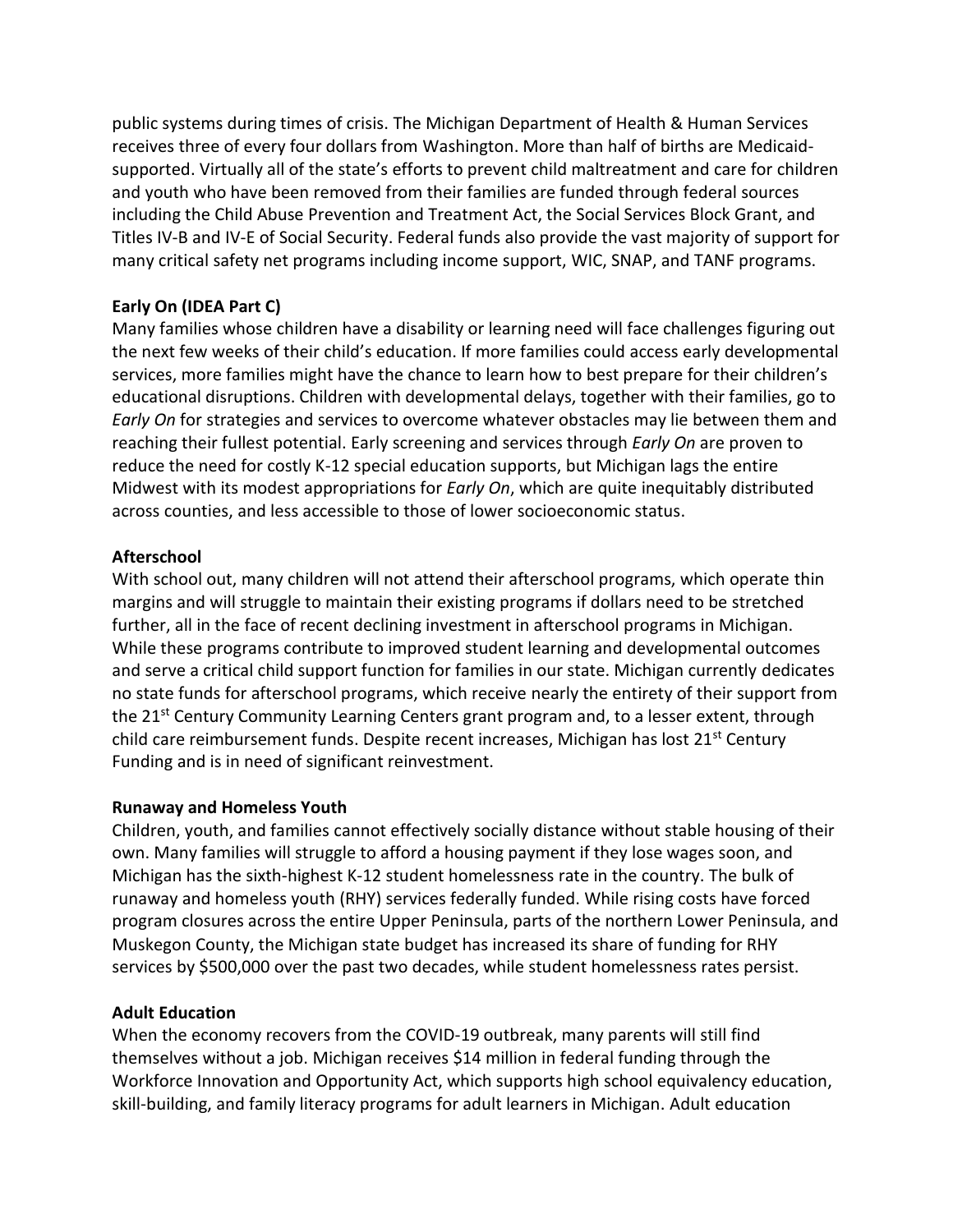public systems during times of crisis. The Michigan Department of Health & Human Services receives three of every four dollars from Washington. More than half of births are Medicaid-supported. Virtually all of the state's efforts to prevent child maltreatment and care for children and youth who have been removed from their families are funded through federal sources including the Child Abuse Prevention and Treatment Act, the Social Services Block Grant, and Titles IV-B and IV-E of Social Security. Federal funds also provide the vast majority of support for many critical safety net programs including income support, WIC, SNAP, and TANF programs.

**Early On (IDEA Part C)**

Many families whose children have a disability or learning need will face challenges figuring out the next few weeks of their child's education. If more families could access early developmental services, more families might have the chance to learn how to best prepare for their children's educational disruptions. Children with developmental delays, together with their families, go to *Early On* for strategies and services to overcome whatever obstacles may lie between them and reaching their fullest potential. Early screening and services through *Early On* are proven to reduce the need for costly K-12 special education supports, but Michigan lags the entire Midwest with its modest appropriations for *Early On*, which are quite inequitably distributed across counties, and less accessible to those of lower socioeconomic status.

**Afterschool**

With school out, many children will not attend their afterschool programs, which operate thin margins and will struggle to maintain their existing programs if dollars need to be stretched further, all in the face of recent declining investment in afterschool programs in Michigan. While these programs contribute to improved student learning and developmental outcomes and serve a critical child support function for families in our state. Michigan currently dedicates no state funds for afterschool programs, which receive nearly the entirety of their support from the 21st Century Community Learning Centers grant program and, to a lesser extent, through child care reimbursement funds. Despite recent increases, Michigan has lost 21st Century Funding and is in need of significant reinvestment.

**Runaway and Homeless Youth**

Children, youth, and families cannot effectively socially distance without stable housing of their own. Many families will struggle to afford a housing payment if they lose wages soon, and Michigan has the sixth-highest K-12 student homelessness rate in the country. The bulk of runaway and homeless youth (RHY) services federally funded. While rising costs have forced program closures across the entire Upper Peninsula, parts of the northern Lower Peninsula, and Muskegon County, the Michigan state budget has increased its share of funding for RHY services by $500,000 over the past two decades, while student homelessness rates persist.

**Adult Education**

When the economy recovers from the COVID-19 outbreak, many parents will still find themselves without a job. Michigan receives $14 million in federal funding through the Workforce Innovation and Opportunity Act, which supports high school equivalency education, skill-building, and family literacy programs for adult learners in Michigan. Adult education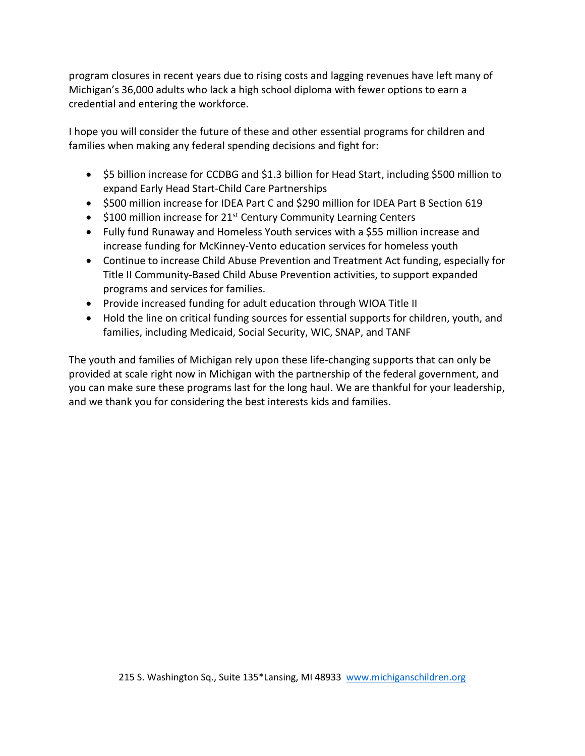program closures in recent years due to rising costs and lagging revenues have left many of Michigan's 36,000 adults who lack a high school diploma with fewer options to earn a credential and entering the workforce.

I hope you will consider the future of these and other essential programs for children and families when making any federal spending decisions and fight for:

- $5 billion increase for CCDBG and $1.3 billion for Head Start, including $500 million to expand Early Head Start-Child Care Partnerships
- $500 million increase for IDEA Part C and $290 million for IDEA Part B Section 619
- $100 million increase for 21st Century Community Learning Centers
- Fully fund Runaway and Homeless Youth services with a $55 million increase and increase funding for McKinney-Vento education services for homeless youth
- Continue to increase Child Abuse Prevention and Treatment Act funding, especially for Title II Community-Based Child Abuse Prevention activities, to support expanded programs and services for families.
- Provide increased funding for adult education through WIOA Title II
- Hold the line on critical funding sources for essential supports for children, youth, and families, including Medicaid, Social Security, WIC, SNAP, and TANF

The youth and families of Michigan rely upon these life-changing supports that can only be provided at scale right now in Michigan with the partnership of the federal government, and you can make sure these programs last for the long haul. We are thankful for your leadership, and we thank you for considering the best interests kids and families.